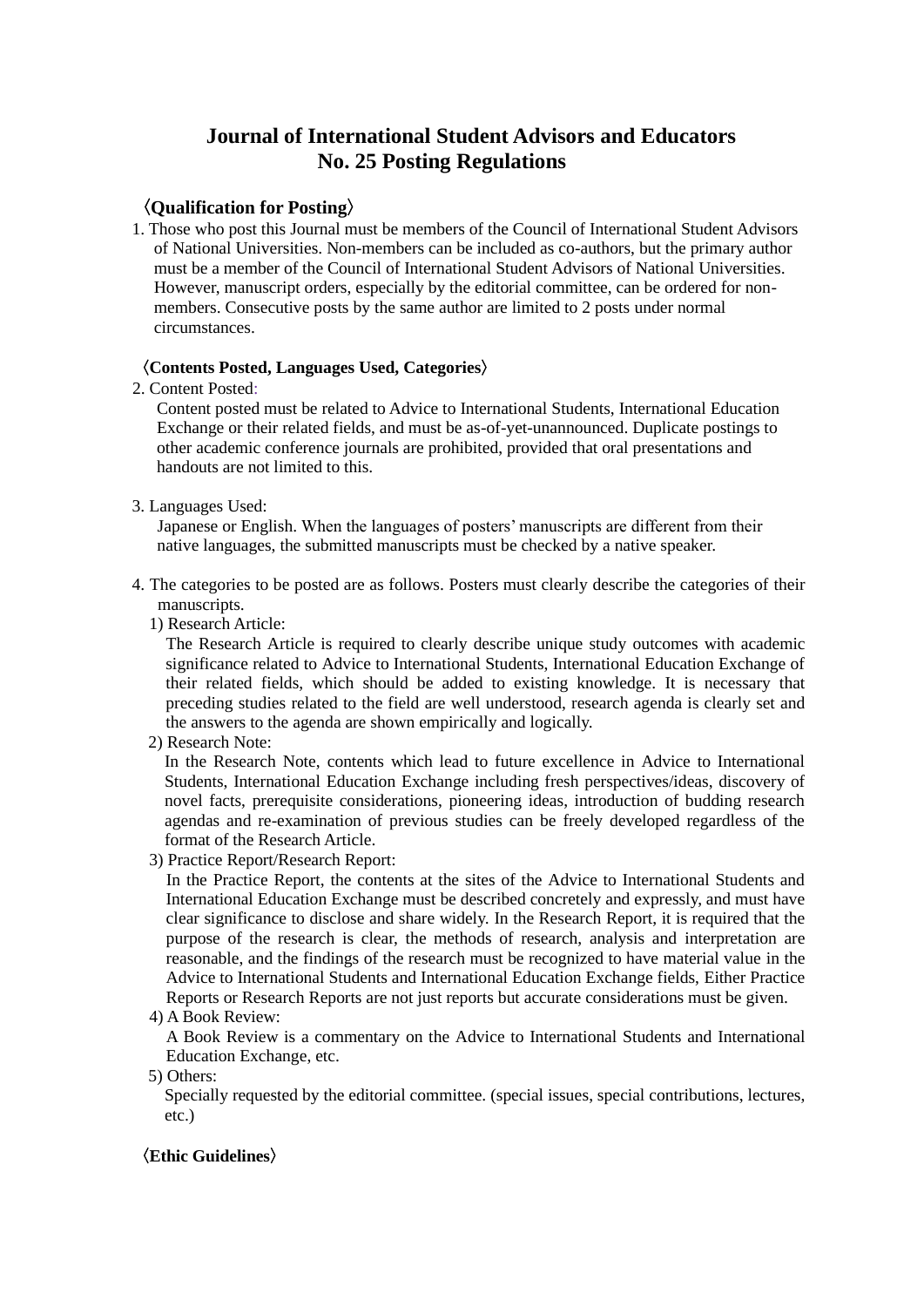# Journal of International Student Advisors and Educators No. 25 Posting Regulations

### 〈Qualification for Posting〉

1. Those who post this Journal must be members of the Council of International Student Advisors of National Universities. Non-members can be included as co-authors, but the primary author must be a member of the Council of International Student Advisors of National Universities. However, manuscript orders, especially by the editorial committee, can be ordered for non-members. Consecutive posts by the same author are limited to 2 posts under normal circumstances.

### 〈Contents Posted, Languages Used, Categories〉

2. Content Posted:

   Content posted must be related to Advice to International Students, International Education Exchange or their related fields, and must be as-of-yet-unannounced. Duplicate postings to other academic conference journals are prohibited, provided that oral presentations and handouts are not limited to this.

3. Languages Used:

   Japanese or English. When the languages of posters' manuscripts are different from their native languages, the submitted manuscripts must be checked by a native speaker.

4. The categories to be posted are as follows. Posters must clearly describe the categories of their manuscripts.

   1) Research Article:

   The Research Article is required to clearly describe unique study outcomes with academic significance related to Advice to International Students, International Education Exchange of their related fields, which should be added to existing knowledge. It is necessary that preceding studies related to the field are well understood, research agenda is clearly set and the answers to the agenda are shown empirically and logically.

   2) Research Note:

   In the Research Note, contents which lead to future excellence in Advice to International Students, International Education Exchange including fresh perspectives/ideas, discovery of novel facts, prerequisite considerations, pioneering ideas, introduction of budding research agendas and re-examination of previous studies can be freely developed regardless of the format of the Research Article.

   3) Practice Report/Research Report:

   In the Practice Report, the contents at the sites of the Advice to International Students and International Education Exchange must be described concretely and expressly, and must have clear significance to disclose and share widely. In the Research Report, it is required that the purpose of the research is clear, the methods of research, analysis and interpretation are reasonable, and the findings of the research must be recognized to have material value in the Advice to International Students and International Education Exchange fields, Either Practice Reports or Research Reports are not just reports but accurate considerations must be given.

   4) A Book Review:

   A Book Review is a commentary on the Advice to International Students and International Education Exchange, etc.

   5) Others:

   Specially requested by the editorial committee. (special issues, special contributions, lectures, etc.)

### 〈Ethic Guidelines〉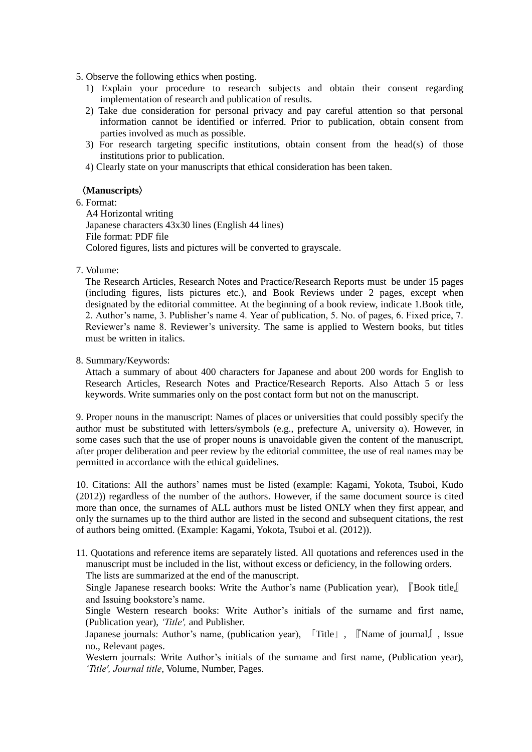5. Observe the following ethics when posting.
   1) Explain your procedure to research subjects and obtain their consent regarding implementation of research and publication of results.
   2) Take due consideration for personal privacy and pay careful attention so that personal information cannot be identified or inferred. Prior to publication, obtain consent from parties involved as much as possible.
   3) For research targeting specific institutions, obtain consent from the head(s) of those institutions prior to publication.
   4) Clearly state on your manuscripts that ethical consideration has been taken.

**〈Manuscripts〉**

6. Format:
   A4 Horizontal writing
   Japanese characters 43x30 lines (English 44 lines)
   File format: PDF file
   Colored figures, lists and pictures will be converted to grayscale.

7. Volume:
   The Research Articles, Research Notes and Practice/Research Reports must be under 15 pages (including figures, lists pictures etc.), and Book Reviews under 2 pages, except when designated by the editorial committee. At the beginning of a book review, indicate 1.Book title, 2. Author's name, 3. Publisher's name 4. Year of publication, 5. No. of pages, 6. Fixed price, 7. Reviewer's name 8. Reviewer's university. The same is applied to Western books, but titles must be written in italics.

8. Summary/Keywords:
   Attach a summary of about 400 characters for Japanese and about 200 words for English to Research Articles, Research Notes and Practice/Research Reports. Also Attach 5 or less keywords. Write summaries only on the post contact form but not on the manuscript.

9. Proper nouns in the manuscript: Names of places or universities that could possibly specify the author must be substituted with letters/symbols (e.g., prefecture A, university α). However, in some cases such that the use of proper nouns is unavoidable given the content of the manuscript, after proper deliberation and peer review by the editorial committee, the use of real names may be permitted in accordance with the ethical guidelines.

10. Citations: All the authors' names must be listed (example: Kagami, Yokota, Tsuboi, Kudo (2012)) regardless of the number of the authors. However, if the same document source is cited more than once, the surnames of ALL authors must be listed ONLY when they first appear, and only the surnames up to the third author are listed in the second and subsequent citations, the rest of authors being omitted. (Example: Kagami, Yokota, Tsuboi et al. (2012)).

11. Quotations and reference items are separately listed. All quotations and references used in the manuscript must be included in the list, without excess or deficiency, in the following orders. The lists are summarized at the end of the manuscript.
   Single Japanese research books: Write the Author's name (Publication year), 『Book title』 and Issuing bookstore's name.
   Single Western research books: Write Author's initials of the surname and first name, (Publication year), *'Title',* and Publisher.
   Japanese journals: Author's name, (publication year), 「Title」, 『Name of journal』, Issue no., Relevant pages.
   Western journals: Write Author's initials of the surname and first name, (Publication year), *'Title', Journal title*, Volume, Number, Pages.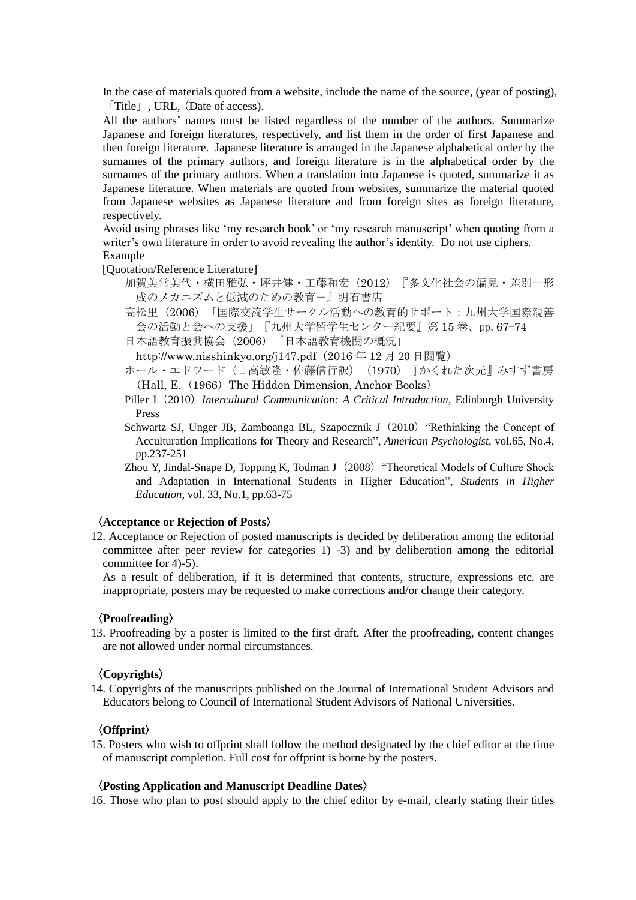In the case of materials quoted from a website, include the name of the source, (year of posting), 「Title」, URL, (Date of access).

All the authors' names must be listed regardless of the number of the authors. Summarize Japanese and foreign literatures, respectively, and list them in the order of first Japanese and then foreign literature. Japanese literature is arranged in the Japanese alphabetical order by the surnames of the primary authors, and foreign literature is in the alphabetical order by the surnames of the primary authors. When a translation into Japanese is quoted, summarize it as Japanese literature. When materials are quoted from websites, summarize the material quoted from Japanese websites as Japanese literature and from foreign sites as foreign literature, respectively.

Avoid using phrases like 'my research book' or 'my research manuscript' when quoting from a writer's own literature in order to avoid revealing the author's identity. Do not use ciphers.

Example

[Quotation/Reference Literature]

加賀美常美代・横田雅弘・坪井健・工藤和宏（2012）『多文化社会の偏見・差別－形成のメカニズムと低減のための教育－』明石書店

高松里（2006）「国際交流学生サークル活動への教育的サポート：九州大学国際親善会の活動と会への支援」『九州大学留学生センター紀要』第 15 巻、pp. 67-74

日本語教育振興協会（2006）「日本語教育機関の概況」 http://www.nisshinkyo.org/j147.pdf（2016 年 12 月 20 日閲覧）

ホール・エドワード（日高敏隆・佐藤信行訳）（1970）『かくれた次元』みすず書房（Hall, E.（1966）The Hidden Dimension, Anchor Books）

Piller I（2010）*Intercultural Communication: A Critical Introduction*, Edinburgh University Press

Schwartz SJ, Unger JB, Zamboanga BL, Szapocznik J（2010）"Rethinking the Concept of Acculturation Implications for Theory and Research", *American Psychologist*, vol.65, No.4, pp.237-251

Zhou Y, Jindal-Snape D, Topping K, Todman J（2008）"Theoretical Models of Culture Shock and Adaptation in International Students in Higher Education", *Students in Higher Education*, vol. 33, No.1, pp.63-75

**〈Acceptance or Rejection of Posts〉**

12. Acceptance or Rejection of posted manuscripts is decided by deliberation among the editorial committee after peer review for categories 1) -3) and by deliberation among the editorial committee for 4)-5).

As a result of deliberation, if it is determined that contents, structure, expressions etc. are inappropriate, posters may be requested to make corrections and/or change their category.

**〈Proofreading〉**

13. Proofreading by a poster is limited to the first draft. After the proofreading, content changes are not allowed under normal circumstances.

**〈Copyrights〉**

14. Copyrights of the manuscripts published on the Journal of International Student Advisors and Educators belong to Council of International Student Advisors of National Universities.

**〈Offprint〉**

15. Posters who wish to offprint shall follow the method designated by the chief editor at the time of manuscript completion. Full cost for offprint is borne by the posters.

**〈Posting Application and Manuscript Deadline Dates〉**

16. Those who plan to post should apply to the chief editor by e-mail, clearly stating their titles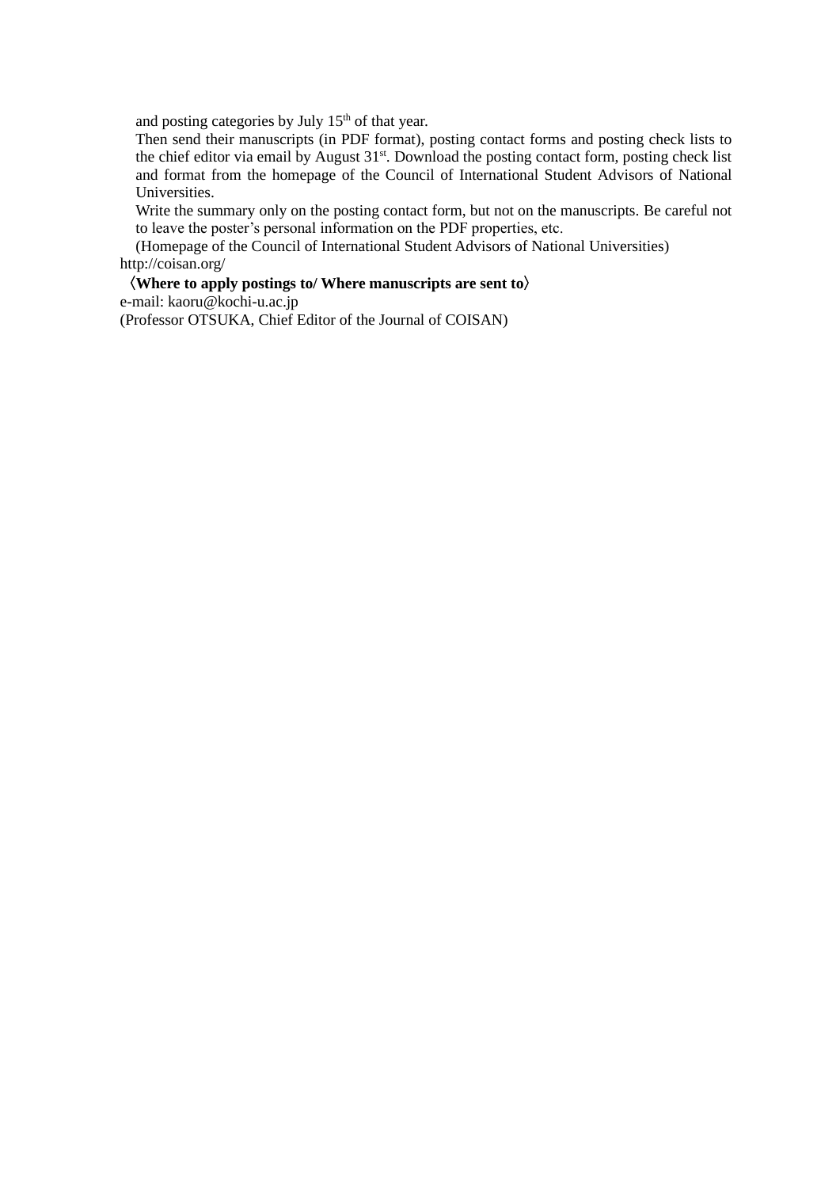and posting categories by July 15th of that year.

Then send their manuscripts (in PDF format), posting contact forms and posting check lists to the chief editor via email by August 31st. Download the posting contact form, posting check list and format from the homepage of the Council of International Student Advisors of National Universities.

Write the summary only on the posting contact form, but not on the manuscripts. Be careful not to leave the poster's personal information on the PDF properties, etc.

(Homepage of the Council of International Student Advisors of National Universities)
http://coisan.org/

**〈Where to apply postings to/ Where manuscripts are sent to〉**

e-mail: kaoru@kochi-u.ac.jp
(Professor OTSUKA, Chief Editor of the Journal of COISAN)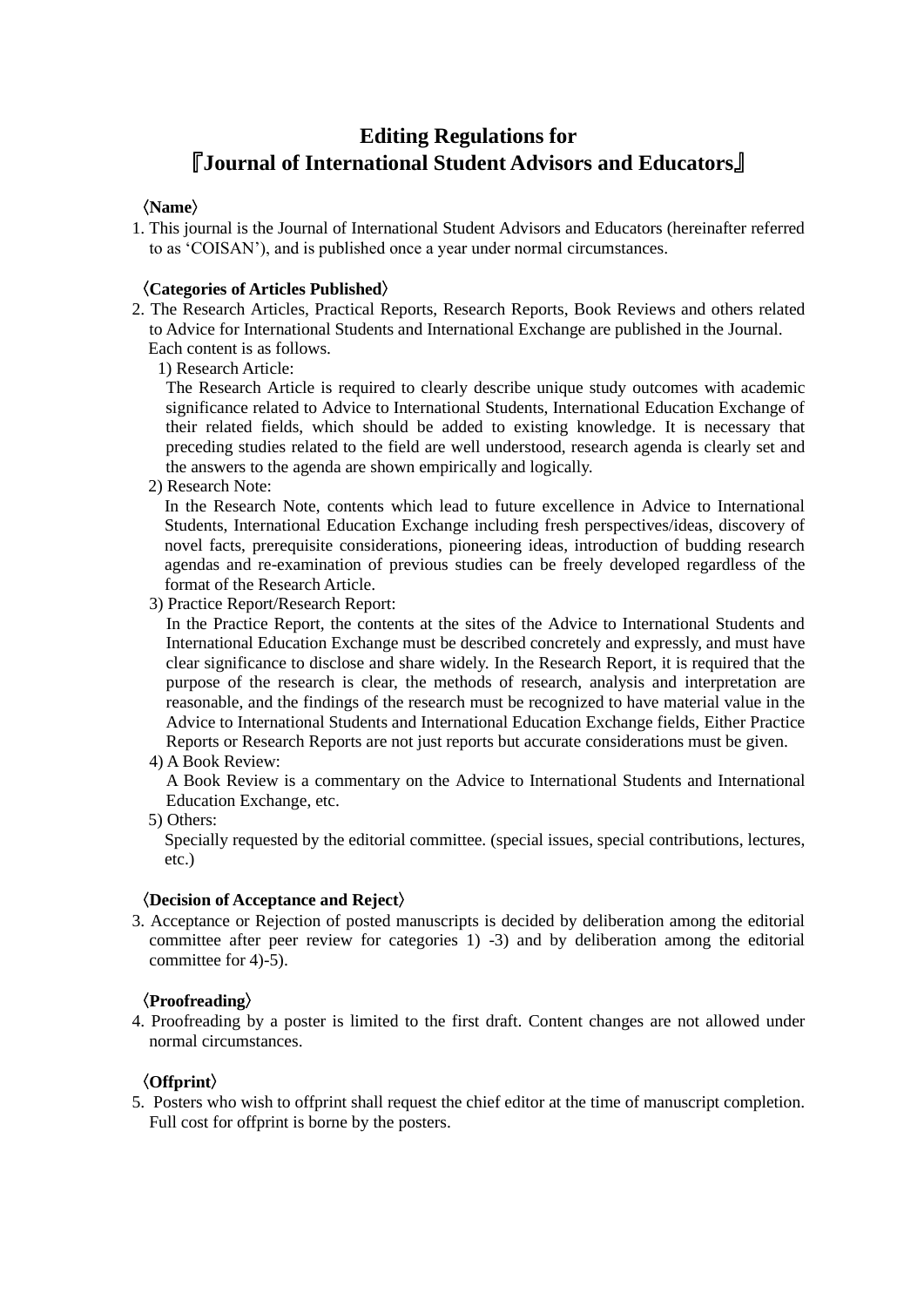# Editing Regulations for 『Journal of International Student Advisors and Educators』

**〈Name〉**

1. This journal is the Journal of International Student Advisors and Educators (hereinafter referred to as 'COISAN'), and is published once a year under normal circumstances.

**〈Categories of Articles Published〉**

2. The Research Articles, Practical Reports, Research Reports, Book Reviews and others related to Advice for International Students and International Exchange are published in the Journal. Each content is as follows.

   1) Research Article:
   The Research Article is required to clearly describe unique study outcomes with academic significance related to Advice to International Students, International Education Exchange of their related fields, which should be added to existing knowledge. It is necessary that preceding studies related to the field are well understood, research agenda is clearly set and the answers to the agenda are shown empirically and logically.

   2) Research Note:
   In the Research Note, contents which lead to future excellence in Advice to International Students, International Education Exchange including fresh perspectives/ideas, discovery of novel facts, prerequisite considerations, pioneering ideas, introduction of budding research agendas and re-examination of previous studies can be freely developed regardless of the format of the Research Article.

   3) Practice Report/Research Report:
   In the Practice Report, the contents at the sites of the Advice to International Students and International Education Exchange must be described concretely and expressly, and must have clear significance to disclose and share widely. In the Research Report, it is required that the purpose of the research is clear, the methods of research, analysis and interpretation are reasonable, and the findings of the research must be recognized to have material value in the Advice to International Students and International Education Exchange fields, Either Practice Reports or Research Reports are not just reports but accurate considerations must be given.

   4) A Book Review:
   A Book Review is a commentary on the Advice to International Students and International Education Exchange, etc.

   5) Others:
   Specially requested by the editorial committee. (special issues, special contributions, lectures, etc.)

**〈Decision of Acceptance and Reject〉**

3. Acceptance or Rejection of posted manuscripts is decided by deliberation among the editorial committee after peer review for categories 1) -3) and by deliberation among the editorial committee for 4)-5).

**〈Proofreading〉**

4. Proofreading by a poster is limited to the first draft. Content changes are not allowed under normal circumstances.

**〈Offprint〉**

5. Posters who wish to offprint shall request the chief editor at the time of manuscript completion. Full cost for offprint is borne by the posters.